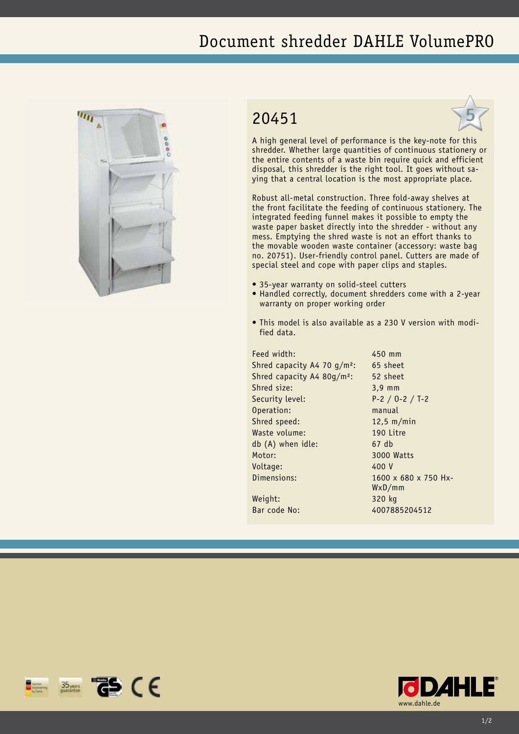# Document shredder DAHLE VolumePRO

## 20451

A high general level of performance is the key-note for this shredder. Whether large quantities of continuous stationery or the entire contents of a waste bin require quick and efficient disposal, this shredder is the right tool. It goes without saying that a central location is the most appropriate place.

Robust all-metal construction. Three fold-away shelves at the front facilitate the feeding of continuous stationery. The integrated feeding funnel makes it possible to empty the waste paper basket directly into the shredder - without any mess. Emptying the shred waste is not an effort thanks to the movable wooden waste container (accessory: waste bag no. 20751). User-friendly control panel. Cutters are made of special steel and cope with paper clips and staples.

- 35-year warranty on solid-steel cutters
- Handled correctly, document shredders come with a 2-year warranty on proper working order

- This model is also available as a 230 V version with modified data.

| | |
|---|---|
| Feed width: | 450 mm |
| Shred capacity A4 70 g/m²: | 65 sheet |
| Shred capacity A4 80g/m²: | 52 sheet |
| Shred size: | 3,9 mm |
| Security level: | P-2 / O-2 / T-2 |
| Operation: | manual |
| Shred speed: | 12,5 m/min |
| Waste volume: | 190 Litre |
| db (A) when idle: | 67 db |
| Motor: | 3000 Watts |
| Voltage: | 400 V |
| Dimensions: | 1600 x 680 x 750 Hx-WxD/mm |
| Weight: | 320 kg |
| Bar code No: | 4007885204512 |

www.dahle.de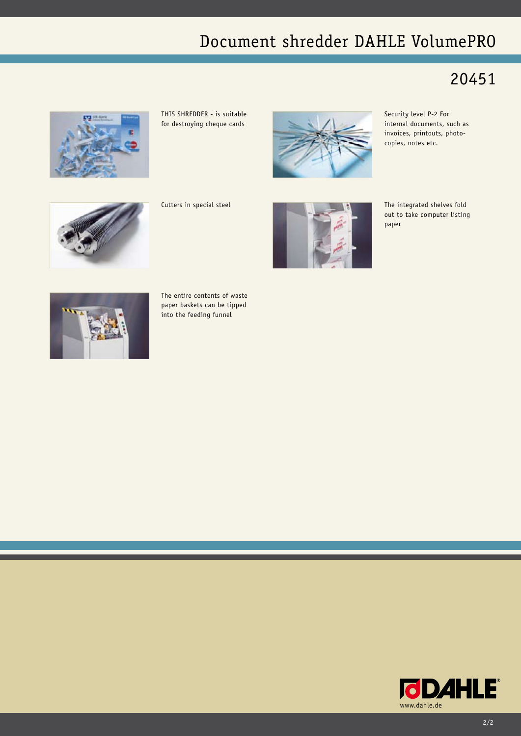# Document shredder DAHLE VolumePRO

## 20451

THIS SHREDDER - is suitable for destroying cheque cards

Security level P-2 For internal documents, such as invoices, printouts, photo-copies, notes etc.

Cutters in special steel

The integrated shelves fold out to take computer listing paper

The entire contents of waste paper baskets can be tipped into the feeding funnel

DAHLE
www.dahle.de